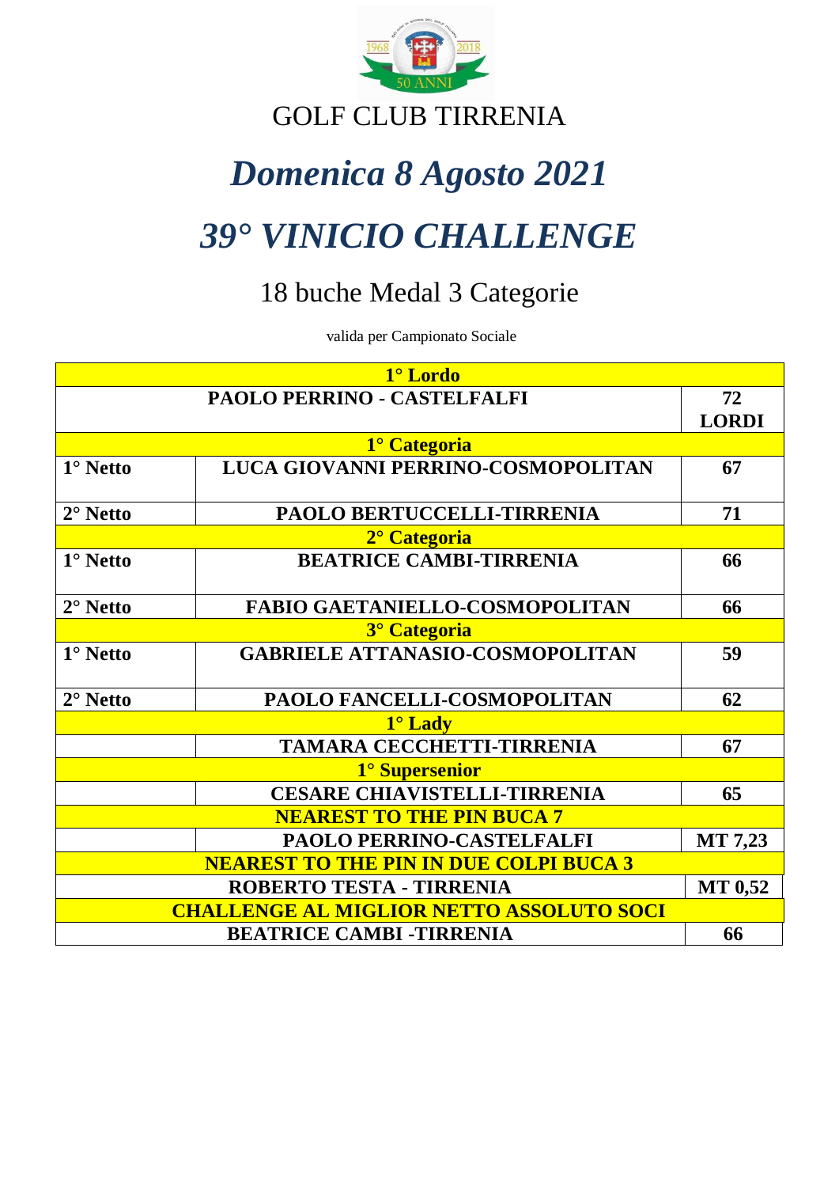GOLF CLUB TIRRENIA

# *Domenica 8 Agosto 2021*

# *39° VINICIO CHALLENGE*

## 18 buche Medal 3 Categorie

valida per Campionato Sociale

| | | |
|---|---|---|
| **1° Lordo** | | |
| | **PAOLO PERRINO - CASTELFALFI** | **72 LORDI** |
| **1° Categoria** | | |
| **1° Netto** | **LUCA GIOVANNI PERRINO-COSMOPOLITAN** | **67** |
| **2° Netto** | **PAOLO BERTUCCELLI-TIRRENIA** | **71** |
| **2° Categoria** | | |
| **1° Netto** | **BEATRICE CAMBI-TIRRENIA** | **66** |
| **2° Netto** | **FABIO GAETANIELLO-COSMOPOLITAN** | **66** |
| **3° Categoria** | | |
| **1° Netto** | **GABRIELE ATTANASIO-COSMOPOLITAN** | **59** |
| **2° Netto** | **PAOLO FANCELLI-COSMOPOLITAN** | **62** |
| **1° Lady** | | |
| | **TAMARA CECCHETTI-TIRRENIA** | **67** |
| **1° Supersenior** | | |
| | **CESARE CHIAVISTELLI-TIRRENIA** | **65** |
| **NEAREST TO THE PIN BUCA 7** | | |
| | **PAOLO PERRINO-CASTELFALFI** | **MT 7,23** |
| **NEAREST TO THE PIN IN DUE COLPI BUCA 3** | | |
| | **ROBERTO TESTA - TIRRENIA** | **MT 0,52** |
| **CHALLENGE AL MIGLIOR NETTO ASSOLUTO SOCI** | | |
| | **BEATRICE CAMBI -TIRRENIA** | **66** |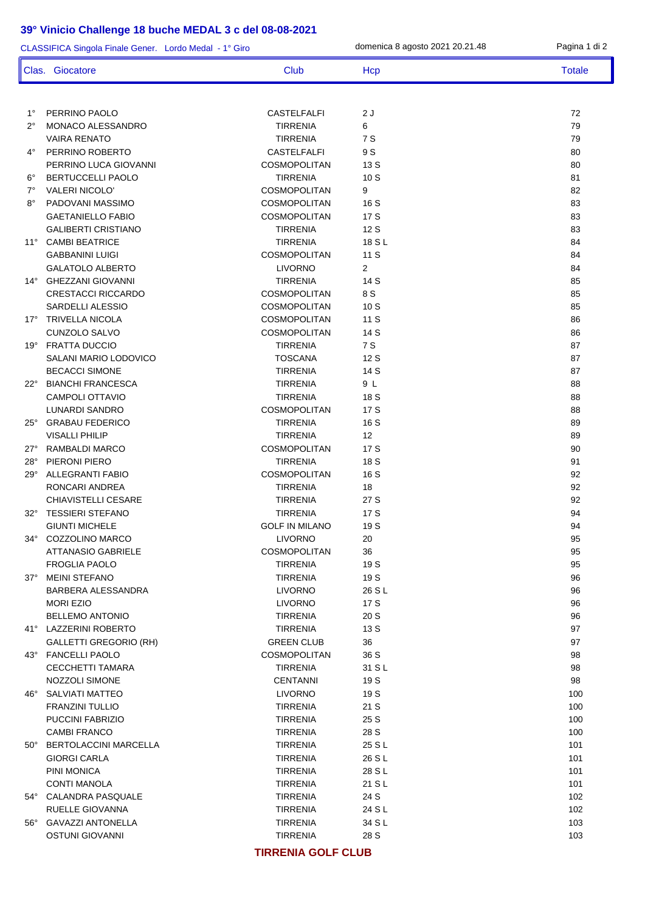## 39° Vinicio Challenge 18 buche MEDAL 3 c del 08-08-2021

CLASSIFICA Singola Finale Gener. Lordo Medal - 1° Giro — domenica 8 agosto 2021 20.21.48

| Clas. | Giocatore | Club | Hcp | Totale |
|---|---|---|---|---|
| 1° | PERRINO PAOLO | CASTELFALFI | 2 J | 72 |
| 2° | MONACO ALESSANDRO | TIRRENIA | 6 | 79 |
| | VAIRA RENATO | TIRRENIA | 7 S | 79 |
| 4° | PERRINO ROBERTO | CASTELFALFI | 9 S | 80 |
| | PERRINO LUCA GIOVANNI | COSMOPOLITAN | 13 S | 80 |
| 6° | BERTUCCELLI PAOLO | TIRRENIA | 10 S | 81 |
| 7° | VALERI NICOLO' | COSMOPOLITAN | 9 | 82 |
| 8° | PADOVANI MASSIMO | COSMOPOLITAN | 16 S | 83 |
| | GAETANIELLO FABIO | COSMOPOLITAN | 17 S | 83 |
| | GALIBERTI CRISTIANO | TIRRENIA | 12 S | 83 |
| 11° | CAMBI BEATRICE | TIRRENIA | 18 S L | 84 |
| | GABBANINI LUIGI | COSMOPOLITAN | 11 S | 84 |
| | GALATOLO ALBERTO | LIVORNO | 2 | 84 |
| 14° | GHEZZANI GIOVANNI | TIRRENIA | 14 S | 85 |
| | CRESTACCI RICCARDO | COSMOPOLITAN | 8 S | 85 |
| | SARDELLI ALESSIO | COSMOPOLITAN | 10 S | 85 |
| 17° | TRIVELLA NICOLA | COSMOPOLITAN | 11 S | 86 |
| | CUNZOLO SALVO | COSMOPOLITAN | 14 S | 86 |
| 19° | FRATTA DUCCIO | TIRRENIA | 7 S | 87 |
| | SALANI MARIO LODOVICO | TOSCANA | 12 S | 87 |
| | BECACCI SIMONE | TIRRENIA | 14 S | 87 |
| 22° | BIANCHI FRANCESCA | TIRRENIA | 9 L | 88 |
| | CAMPOLI OTTAVIO | TIRRENIA | 18 S | 88 |
| | LUNARDI SANDRO | COSMOPOLITAN | 17 S | 88 |
| 25° | GRABAU FEDERICO | TIRRENIA | 16 S | 89 |
| | VISALLI PHILIP | TIRRENIA | 12 | 89 |
| 27° | RAMBALDI MARCO | COSMOPOLITAN | 17 S | 90 |
| 28° | PIERONI PIERO | TIRRENIA | 18 S | 91 |
| 29° | ALLEGRANTI FABIO | COSMOPOLITAN | 16 S | 92 |
| | RONCARI ANDREA | TIRRENIA | 18 | 92 |
| | CHIAVISTELLI CESARE | TIRRENIA | 27 S | 92 |
| 32° | TESSIERI STEFANO | TIRRENIA | 17 S | 94 |
| | GIUNTI MICHELE | GOLF IN MILANO | 19 S | 94 |
| 34° | COZZOLINO MARCO | LIVORNO | 20 | 95 |
| | ATTANASIO GABRIELE | COSMOPOLITAN | 36 | 95 |
| | FROGLIA PAOLO | TIRRENIA | 19 S | 95 |
| 37° | MEINI STEFANO | TIRRENIA | 19 S | 96 |
| | BARBERA ALESSANDRA | LIVORNO | 26 S L | 96 |
| | MORI EZIO | LIVORNO | 17 S | 96 |
| | BELLEMO ANTONIO | TIRRENIA | 20 S | 96 |
| 41° | LAZZERINI ROBERTO | TIRRENIA | 13 S | 97 |
| | GALLETTI GREGORIO (RH) | GREEN CLUB | 36 | 97 |
| 43° | FANCELLI PAOLO | COSMOPOLITAN | 36 S | 98 |
| | CECCHETTI TAMARA | TIRRENIA | 31 S L | 98 |
| | NOZZOLI SIMONE | CENTANNI | 19 S | 98 |
| 46° | SALVIATI MATTEO | LIVORNO | 19 S | 100 |
| | FRANZINI TULLIO | TIRRENIA | 21 S | 100 |
| | PUCCINI FABRIZIO | TIRRENIA | 25 S | 100 |
| | CAMBI FRANCO | TIRRENIA | 28 S | 100 |
| 50° | BERTOLACCINI MARCELLA | TIRRENIA | 25 S L | 101 |
| | GIORGI CARLA | TIRRENIA | 26 S L | 101 |
| | PINI MONICA | TIRRENIA | 28 S L | 101 |
| | CONTI MANOLA | TIRRENIA | 21 S L | 101 |
| 54° | CALANDRA PASQUALE | TIRRENIA | 24 S | 102 |
| | RUELLE GIOVANNA | TIRRENIA | 24 S L | 102 |
| 56° | GAVAZZI ANTONELLA | TIRRENIA | 34 S L | 103 |
| | OSTUNI GIOVANNI | TIRRENIA | 28 S | 103 |

**TIRRENIA GOLF CLUB**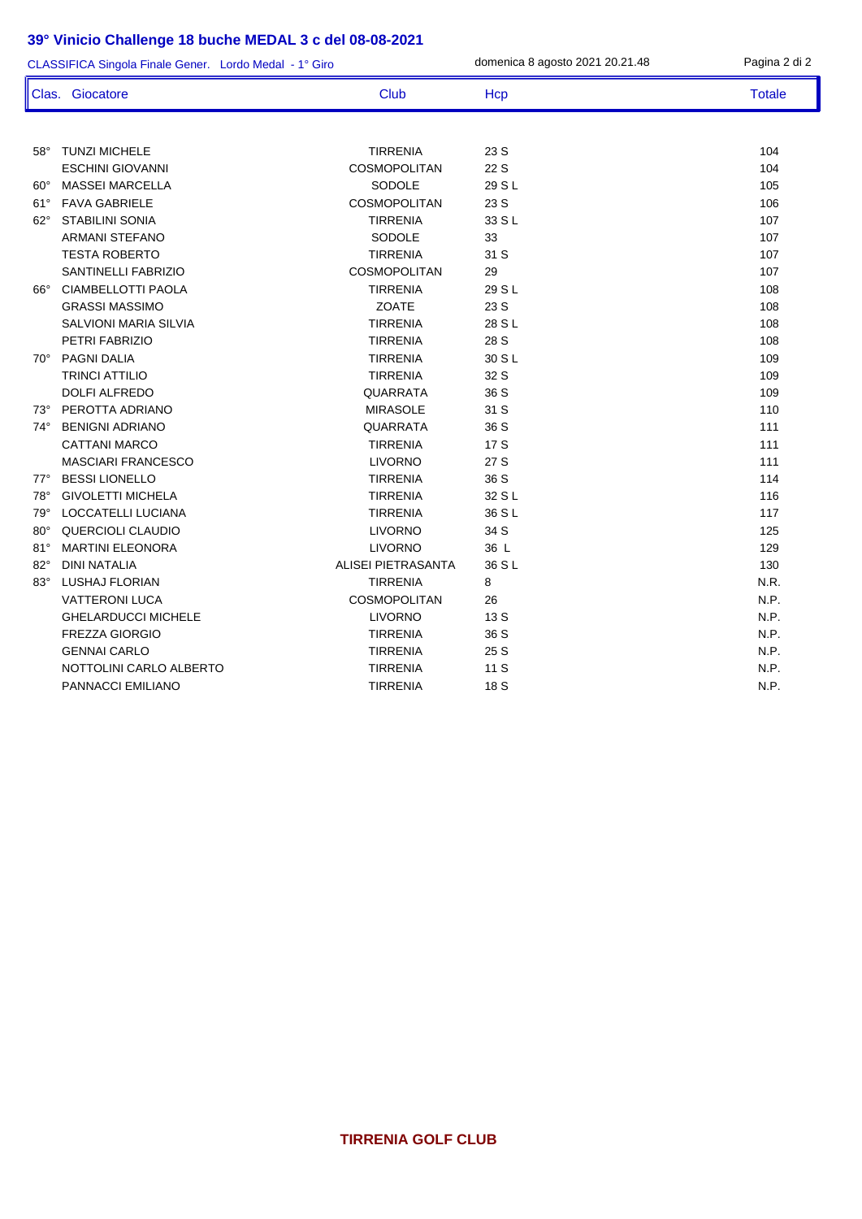# 39° Vinicio Challenge 18 buche MEDAL 3 c del 08-08-2021

CLASSIFICA Singola Finale Gener. Lordo Medal - 1° Giro — domenica 8 agosto 2021 20.21.48

| Clas. | Giocatore | Club | Hcp | Totale |
|---|---|---|---|---|
| 58° | TUNZI MICHELE | TIRRENIA | 23 S | 104 |
| | ESCHINI GIOVANNI | COSMOPOLITAN | 22 S | 104 |
| 60° | MASSEI MARCELLA | SODOLE | 29 S L | 105 |
| 61° | FAVA GABRIELE | COSMOPOLITAN | 23 S | 106 |
| 62° | STABILINI SONIA | TIRRENIA | 33 S L | 107 |
| | ARMANI STEFANO | SODOLE | 33 | 107 |
| | TESTA ROBERTO | TIRRENIA | 31 S | 107 |
| | SANTINELLI FABRIZIO | COSMOPOLITAN | 29 | 107 |
| 66° | CIAMBELLOTTI PAOLA | TIRRENIA | 29 S L | 108 |
| | GRASSI MASSIMO | ZOATE | 23 S | 108 |
| | SALVIONI MARIA SILVIA | TIRRENIA | 28 S L | 108 |
| | PETRI FABRIZIO | TIRRENIA | 28 S | 108 |
| 70° | PAGNI DALIA | TIRRENIA | 30 S L | 109 |
| | TRINCI ATTILIO | TIRRENIA | 32 S | 109 |
| | DOLFI ALFREDO | QUARRATA | 36 S | 109 |
| 73° | PEROTTA ADRIANO | MIRASOLE | 31 S | 110 |
| 74° | BENIGNI ADRIANO | QUARRATA | 36 S | 111 |
| | CATTANI MARCO | TIRRENIA | 17 S | 111 |
| | MASCIARI FRANCESCO | LIVORNO | 27 S | 111 |
| 77° | BESSI LIONELLO | TIRRENIA | 36 S | 114 |
| 78° | GIVOLETTI MICHELA | TIRRENIA | 32 S L | 116 |
| 79° | LOCCATELLI LUCIANA | TIRRENIA | 36 S L | 117 |
| 80° | QUERCIOLI CLAUDIO | LIVORNO | 34 S | 125 |
| 81° | MARTINI ELEONORA | LIVORNO | 36 L | 129 |
| 82° | DINI NATALIA | ALISEI PIETRASANTA | 36 S L | 130 |
| 83° | LUSHAJ FLORIAN | TIRRENIA | 8 | N.R. |
| | VATTERONI LUCA | COSMOPOLITAN | 26 | N.P. |
| | GHELARDUCCI MICHELE | LIVORNO | 13 S | N.P. |
| | FREZZA GIORGIO | TIRRENIA | 36 S | N.P. |
| | GENNAI CARLO | TIRRENIA | 25 S | N.P. |
| | NOTTOLINI CARLO ALBERTO | TIRRENIA | 11 S | N.P. |
| | PANNACCI EMILIANO | TIRRENIA | 18 S | N.P. |

**TIRRENIA GOLF CLUB**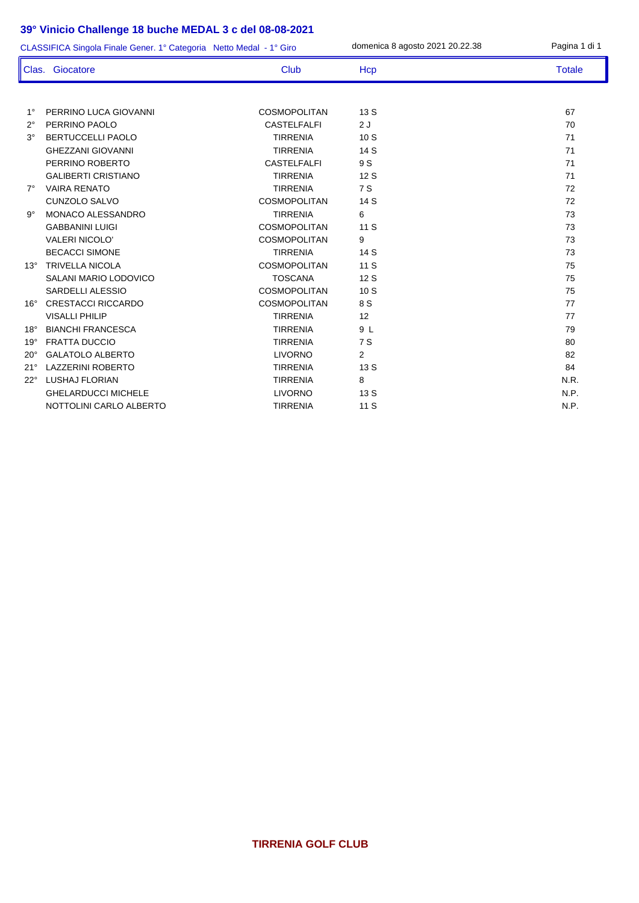# 39° Vinicio Challenge 18 buche MEDAL 3 c del 08-08-2021

CLASSIFICA Singola Finale Gener. 1° Categoria Netto Medal - 1° Giro

domenica 8 agosto 2021 20.22.38

| Clas. | Giocatore | Club | Hcp | Totale |
|---|---|---|---|---|
| 1° | PERRINO LUCA GIOVANNI | COSMOPOLITAN | 13 S | 67 |
| 2° | PERRINO PAOLO | CASTELFALFI | 2 J | 70 |
| 3° | BERTUCCELLI PAOLO | TIRRENIA | 10 S | 71 |
| | GHEZZANI GIOVANNI | TIRRENIA | 14 S | 71 |
| | PERRINO ROBERTO | CASTELFALFI | 9 S | 71 |
| | GALIBERTI CRISTIANO | TIRRENIA | 12 S | 71 |
| 7° | VAIRA RENATO | TIRRENIA | 7 S | 72 |
| | CUNZOLO SALVO | COSMOPOLITAN | 14 S | 72 |
| 9° | MONACO ALESSANDRO | TIRRENIA | 6 | 73 |
| | GABBANINI LUIGI | COSMOPOLITAN | 11 S | 73 |
| | VALERI NICOLO' | COSMOPOLITAN | 9 | 73 |
| | BECACCI SIMONE | TIRRENIA | 14 S | 73 |
| 13° | TRIVELLA NICOLA | COSMOPOLITAN | 11 S | 75 |
| | SALANI MARIO LODOVICO | TOSCANA | 12 S | 75 |
| | SARDELLI ALESSIO | COSMOPOLITAN | 10 S | 75 |
| 16° | CRESTACCI RICCARDO | COSMOPOLITAN | 8 S | 77 |
| | VISALLI PHILIP | TIRRENIA | 12 | 77 |
| 18° | BIANCHI FRANCESCA | TIRRENIA | 9 L | 79 |
| 19° | FRATTA DUCCIO | TIRRENIA | 7 S | 80 |
| 20° | GALATOLO ALBERTO | LIVORNO | 2 | 82 |
| 21° | LAZZERINI ROBERTO | TIRRENIA | 13 S | 84 |
| 22° | LUSHAJ FLORIAN | TIRRENIA | 8 | N.R. |
| | GHELARDUCCI MICHELE | LIVORNO | 13 S | N.P. |
| | NOTTOLINI CARLO ALBERTO | TIRRENIA | 11 S | N.P. |

**TIRRENIA GOLF CLUB**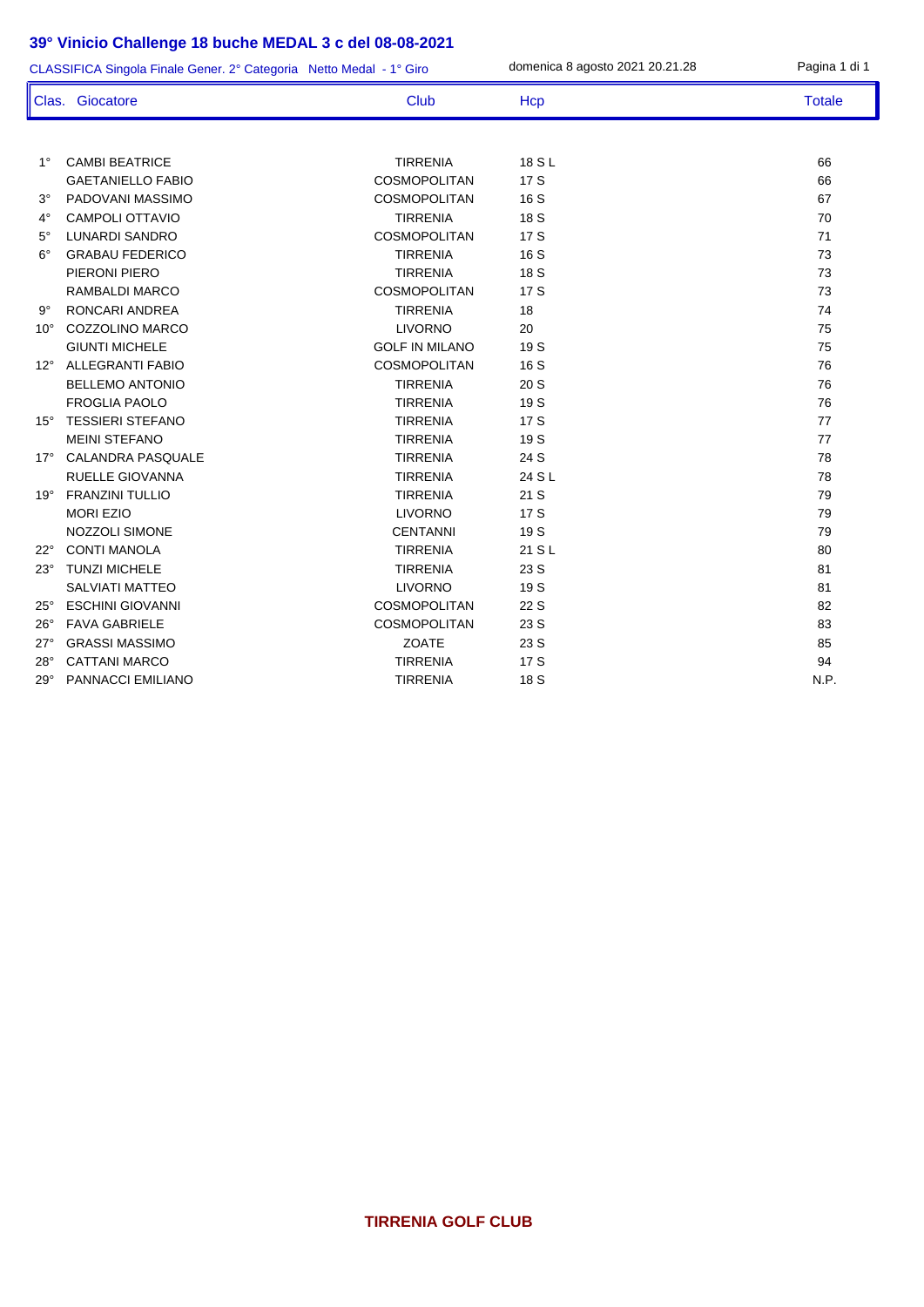# 39° Vinicio Challenge 18 buche MEDAL 3 c del 08-08-2021

CLASSIFICA Singola Finale Gener. 2° Categoria Netto Medal - 1° Giro — domenica 8 agosto 2021 20.21.28

| Clas. | Giocatore | Club | Hcp | Totale |
|---|---|---|---|---|
| 1° | CAMBI BEATRICE | TIRRENIA | 18 S L | 66 |
| | GAETANIELLO FABIO | COSMOPOLITAN | 17 S | 66 |
| 3° | PADOVANI MASSIMO | COSMOPOLITAN | 16 S | 67 |
| 4° | CAMPOLI OTTAVIO | TIRRENIA | 18 S | 70 |
| 5° | LUNARDI SANDRO | COSMOPOLITAN | 17 S | 71 |
| 6° | GRABAU FEDERICO | TIRRENIA | 16 S | 73 |
| | PIERONI PIERO | TIRRENIA | 18 S | 73 |
| | RAMBALDI MARCO | COSMOPOLITAN | 17 S | 73 |
| 9° | RONCARI ANDREA | TIRRENIA | 18 | 74 |
| 10° | COZZOLINO MARCO | LIVORNO | 20 | 75 |
| | GIUNTI MICHELE | GOLF IN MILANO | 19 S | 75 |
| 12° | ALLEGRANTI FABIO | COSMOPOLITAN | 16 S | 76 |
| | BELLEMO ANTONIO | TIRRENIA | 20 S | 76 |
| | FROGLIA PAOLO | TIRRENIA | 19 S | 76 |
| 15° | TESSIERI STEFANO | TIRRENIA | 17 S | 77 |
| | MEINI STEFANO | TIRRENIA | 19 S | 77 |
| 17° | CALANDRA PASQUALE | TIRRENIA | 24 S | 78 |
| | RUELLE GIOVANNA | TIRRENIA | 24 S L | 78 |
| 19° | FRANZINI TULLIO | TIRRENIA | 21 S | 79 |
| | MORI EZIO | LIVORNO | 17 S | 79 |
| | NOZZOLI SIMONE | CENTANNI | 19 S | 79 |
| 22° | CONTI MANOLA | TIRRENIA | 21 S L | 80 |
| 23° | TUNZI MICHELE | TIRRENIA | 23 S | 81 |
| | SALVIATI MATTEO | LIVORNO | 19 S | 81 |
| 25° | ESCHINI GIOVANNI | COSMOPOLITAN | 22 S | 82 |
| 26° | FAVA GABRIELE | COSMOPOLITAN | 23 S | 83 |
| 27° | GRASSI MASSIMO | ZOATE | 23 S | 85 |
| 28° | CATTANI MARCO | TIRRENIA | 17 S | 94 |
| 29° | PANNACCI EMILIANO | TIRRENIA | 18 S | N.P. |

**TIRRENIA GOLF CLUB**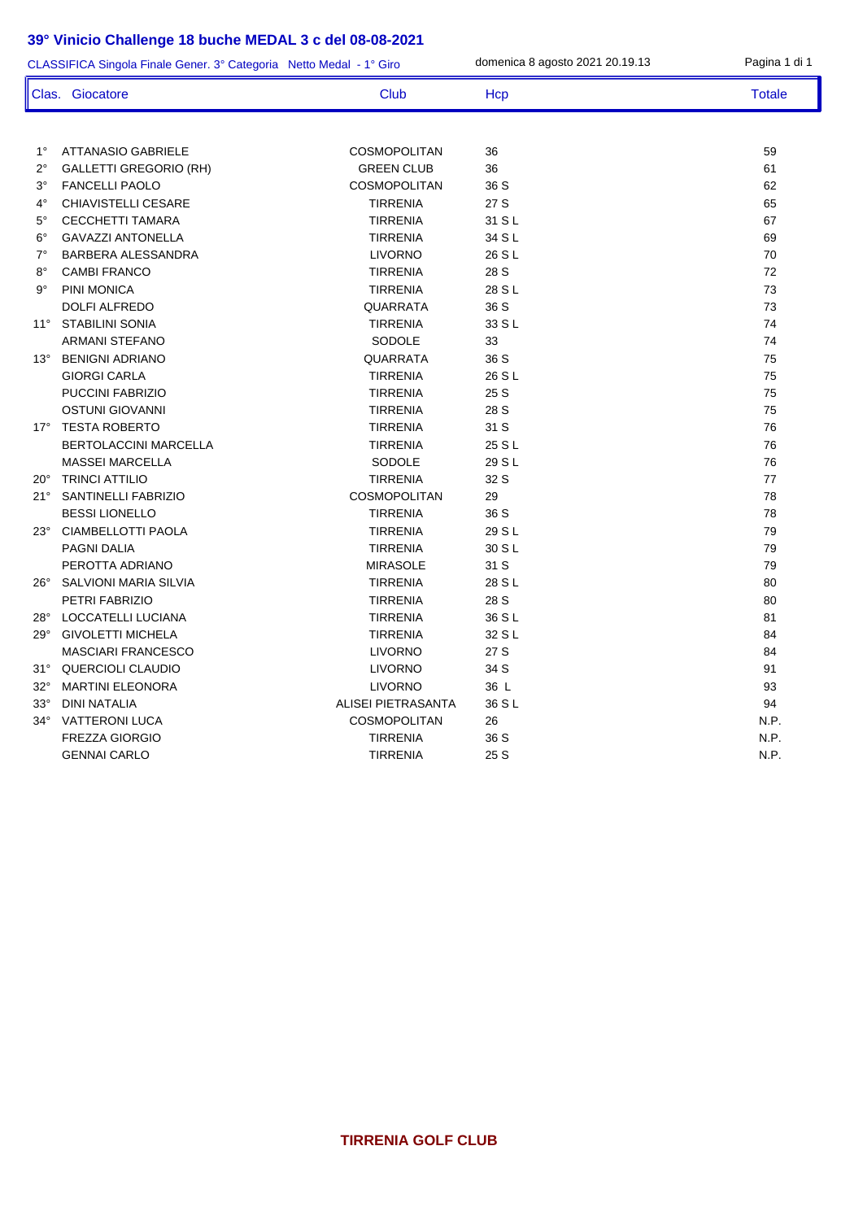# 39° Vinicio Challenge 18 buche MEDAL 3 c del 08-08-2021

CLASSIFICA Singola Finale Gener. 3° Categoria Netto Medal - 1° Giro

domenica 8 agosto 2021 20.19.13

| Clas. | Giocatore | Club | Hcp | Totale |
|---|---|---|---|---|
| 1° | ATTANASIO GABRIELE | COSMOPOLITAN | 36 | 59 |
| 2° | GALLETTI GREGORIO (RH) | GREEN CLUB | 36 | 61 |
| 3° | FANCELLI PAOLO | COSMOPOLITAN | 36 S | 62 |
| 4° | CHIAVISTELLI CESARE | TIRRENIA | 27 S | 65 |
| 5° | CECCHETTI TAMARA | TIRRENIA | 31 S L | 67 |
| 6° | GAVAZZI ANTONELLA | TIRRENIA | 34 S L | 69 |
| 7° | BARBERA ALESSANDRA | LIVORNO | 26 S L | 70 |
| 8° | CAMBI FRANCO | TIRRENIA | 28 S | 72 |
| 9° | PINI MONICA | TIRRENIA | 28 S L | 73 |
| | DOLFI ALFREDO | QUARRATA | 36 S | 73 |
| 11° | STABILINI SONIA | TIRRENIA | 33 S L | 74 |
| | ARMANI STEFANO | SODOLE | 33 | 74 |
| 13° | BENIGNI ADRIANO | QUARRATA | 36 S | 75 |
| | GIORGI CARLA | TIRRENIA | 26 S L | 75 |
| | PUCCINI FABRIZIO | TIRRENIA | 25 S | 75 |
| | OSTUNI GIOVANNI | TIRRENIA | 28 S | 75 |
| 17° | TESTA ROBERTO | TIRRENIA | 31 S | 76 |
| | BERTOLACCINI MARCELLA | TIRRENIA | 25 S L | 76 |
| | MASSEI MARCELLA | SODOLE | 29 S L | 76 |
| 20° | TRINCI ATTILIO | TIRRENIA | 32 S | 77 |
| 21° | SANTINELLI FABRIZIO | COSMOPOLITAN | 29 | 78 |
| | BESSI LIONELLO | TIRRENIA | 36 S | 78 |
| 23° | CIAMBELLOTTI PAOLA | TIRRENIA | 29 S L | 79 |
| | PAGNI DALIA | TIRRENIA | 30 S L | 79 |
| | PEROTTA ADRIANO | MIRASOLE | 31 S | 79 |
| 26° | SALVIONI MARIA SILVIA | TIRRENIA | 28 S L | 80 |
| | PETRI FABRIZIO | TIRRENIA | 28 S | 80 |
| 28° | LOCCATELLI LUCIANA | TIRRENIA | 36 S L | 81 |
| 29° | GIVOLETTI MICHELA | TIRRENIA | 32 S L | 84 |
| | MASCIARI FRANCESCO | LIVORNO | 27 S | 84 |
| 31° | QUERCIOLI CLAUDIO | LIVORNO | 34 S | 91 |
| 32° | MARTINI ELEONORA | LIVORNO | 36 L | 93 |
| 33° | DINI NATALIA | ALISEI PIETRASANTA | 36 S L | 94 |
| 34° | VATTERONI LUCA | COSMOPOLITAN | 26 | N.P. |
| | FREZZA GIORGIO | TIRRENIA | 36 S | N.P. |
| | GENNAI CARLO | TIRRENIA | 25 S | N.P. |

**TIRRENIA GOLF CLUB**